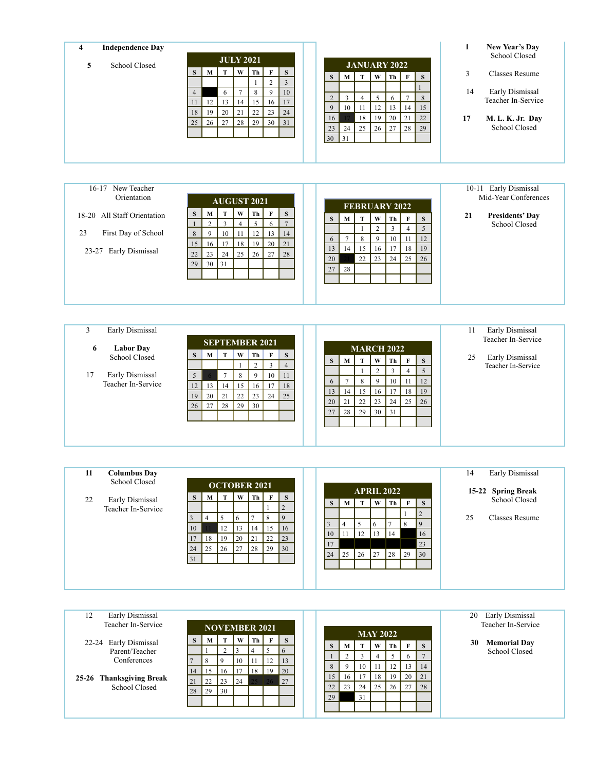## JULY 2021

**4** **Independence Day**

**5** School Closed

| S | M | T | W | Th | F | S |
|---|---|---|---|---|---|---|
| | | | | 1 | 2 | 3 |
| 4 | | 6 | 7 | 8 | 9 | 10 |
| 11 | 12 | 13 | 14 | 15 | 16 | 17 |
| 18 | 19 | 20 | 21 | 22 | 23 | 24 |
| 25 | 26 | 27 | 28 | 29 | 30 | 31 |

## JANUARY 2022

| S | M | T | W | Th | F | S |
|---|---|---|---|---|---|---|
| | | | | | | 1 |
| 2 | 3 | 4 | 5 | 6 | 7 | 8 |
| 9 | 10 | 11 | 12 | 13 | 14 | 15 |
| 16 | 17 | 18 | 19 | 20 | 21 | 22 |
| 23 | 24 | 25 | 26 | 27 | 28 | 29 |
| 30 | 31 | | | | | |

**1** **New Year's Day** School Closed

3 Classes Resume

14 Early Dismissal Teacher In-Service

**17** **M. L. K. Jr. Day** School Closed

## AUGUST 2021

16-17 New Teacher Orientation

18-20 All Staff Orientation

23 First Day of School

23-27 Early Dismissal

| S | M | T | W | Th | F | S |
|---|---|---|---|---|---|---|
| 1 | 2 | 3 | 4 | 5 | 6 | 7 |
| 8 | 9 | 10 | 11 | 12 | 13 | 14 |
| 15 | 16 | 17 | 18 | 19 | 20 | 21 |
| 22 | 23 | 24 | 25 | 26 | 27 | 28 |
| 29 | 30 | 31 | | | | |

## FEBRUARY 2022

| S | M | T | W | Th | F | S |
|---|---|---|---|---|---|---|
| | | 1 | 2 | 3 | 4 | 5 |
| 6 | 7 | 8 | 9 | 10 | 11 | 12 |
| 13 | 14 | 15 | 16 | 17 | 18 | 19 |
| 20 | 21 | 22 | 23 | 24 | 25 | 26 |
| 27 | 28 | | | | | |

10-11 Early Dismissal Mid-Year Conferences

**21** **Presidents' Day** School Closed

## SEPTEMBER 2021

3 Early Dismissal

**6** **Labor Day** School Closed

17 Early Dismissal Teacher In-Service

| S | M | T | W | Th | F | S |
|---|---|---|---|---|---|---|
| | | | 1 | 2 | 3 | 4 |
| 5 | 6 | 7 | 8 | 9 | 10 | 11 |
| 12 | 13 | 14 | 15 | 16 | 17 | 18 |
| 19 | 20 | 21 | 22 | 23 | 24 | 25 |
| 26 | 27 | 28 | 29 | 30 | | |

## MARCH 2022

| S | M | T | W | Th | F | S |
|---|---|---|---|---|---|---|
| | | 1 | 2 | 3 | 4 | 5 |
| 6 | 7 | 8 | 9 | 10 | 11 | 12 |
| 13 | 14 | 15 | 16 | 17 | 18 | 19 |
| 20 | 21 | 22 | 23 | 24 | 25 | 26 |
| 27 | 28 | 29 | 30 | 31 | | |

11 Early Dismissal Teacher In-Service

25 Early Dismissal Teacher In-Service

## OCTOBER 2021

**11** **Columbus Day** School Closed

22 Early Dismissal Teacher In-Service

| S | M | T | W | Th | F | S |
|---|---|---|---|---|---|---|
| | | | | | 1 | 2 |
| 3 | 4 | 5 | 6 | 7 | 8 | 9 |
| 10 | 11 | 12 | 13 | 14 | 15 | 16 |
| 17 | 18 | 19 | 20 | 21 | 22 | 23 |
| 24 | 25 | 26 | 27 | 28 | 29 | 30 |
| 31 | | | | | | |

## APRIL 2022

| S | M | T | W | Th | F | S |
|---|---|---|---|---|---|---|
| | | | | | 1 | 2 |
| 3 | 4 | 5 | 6 | 7 | 8 | 9 |
| 10 | 11 | 12 | 13 | 14 | | 16 |
| 17 | | | | | | 23 |
| 24 | 25 | 26 | 27 | 28 | 29 | 30 |

14 Early Dismissal

**15-22** **Spring Break** School Closed

25 Classes Resume

## NOVEMBER 2021

12 Early Dismissal Teacher In-Service

22-24 Early Dismissal Parent/Teacher Conferences

**25-26** **Thanksgiving Break** School Closed

| S | M | T | W | Th | F | S |
|---|---|---|---|---|---|---|
| | 1 | 2 | 3 | 4 | 5 | 6 |
| 7 | 8 | 9 | 10 | 11 | 12 | 13 |
| 14 | 15 | 16 | 17 | 18 | 19 | 20 |
| 21 | 22 | 23 | 24 | 25 | 26 | 27 |
| 28 | 29 | 30 | | | | |

## MAY 2022

| S | M | T | W | Th | F | S |
|---|---|---|---|---|---|---|
| 1 | 2 | 3 | 4 | 5 | 6 | 7 |
| 8 | 9 | 10 | 11 | 12 | 13 | 14 |
| 15 | 16 | 17 | 18 | 19 | 20 | 21 |
| 22 | 23 | 24 | 25 | 26 | 27 | 28 |
| 29 | | 31 | | | | |

20 Early Dismissal Teacher In-Service

**30** **Memorial Day** School Closed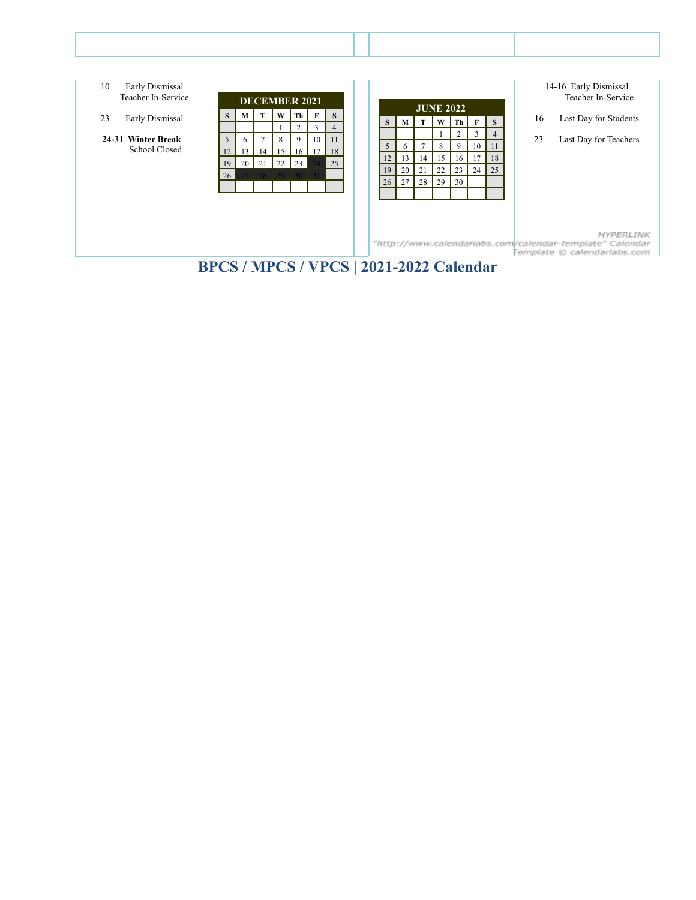10 Early Dismissal
Teacher In-Service

23 Early Dismissal

**24-31 Winter Break**
School Closed

**DECEMBER 2021**

| S | M | T | W | Th | F | S |
|---|---|---|---|---|---|---|
| | | | 1 | 2 | 3 | 4 |
| 5 | 6 | 7 | 8 | 9 | 10 | 11 |
| 12 | 13 | 14 | 15 | 16 | 17 | 18 |
| 19 | 20 | 21 | 22 | 23 | 24 | 25 |
| 26 | 27 | 28 | 29 | 30 | 31 | |
| | | | | | | |

**JUNE 2022**

| S | M | T | W | Th | F | S |
|---|---|---|---|---|---|---|
| | | | 1 | 2 | 3 | 4 |
| 5 | 6 | 7 | 8 | 9 | 10 | 11 |
| 12 | 13 | 14 | 15 | 16 | 17 | 18 |
| 19 | 20 | 21 | 22 | 23 | 24 | 25 |
| 26 | 27 | 28 | 29 | 30 | | |
| | | | | | | |

14-16 Early Dismissal
Teacher In-Service

16 Last Day for Students

23 Last Day for Teachers

HYPERLINK "http://www.calendarlabs.com/calendar-template" Calendar Template © calendarlabs.com

## BPCS / MPCS / VPCS | 2021-2022 Calendar